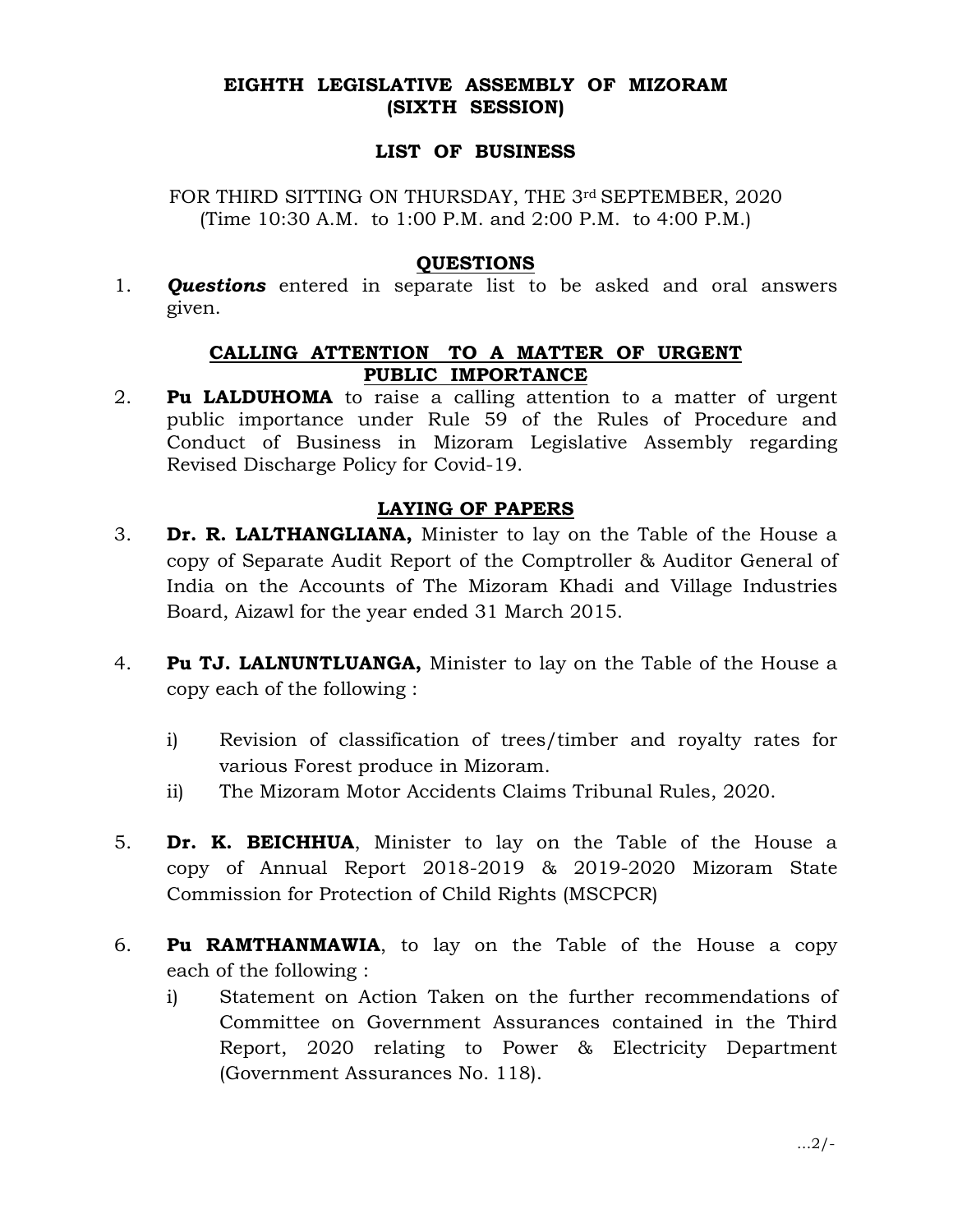# EIGHTH LEGISLATIVE ASSEMBLY OF MIZORAM
# (SIXTH SESSION)

## LIST OF BUSINESS

FOR THIRD SITTING ON THURSDAY, THE 3rd SEPTEMBER, 2020
(Time 10:30 A.M. to 1:00 P.M. and 2:00 P.M. to 4:00 P.M.)

### QUESTIONS

1. ***Questions*** entered in separate list to be asked and oral answers given.

### CALLING ATTENTION TO A MATTER OF URGENT PUBLIC IMPORTANCE

2. **Pu LALDUHOMA** to raise a calling attention to a matter of urgent public importance under Rule 59 of the Rules of Procedure and Conduct of Business in Mizoram Legislative Assembly regarding Revised Discharge Policy for Covid-19.

### LAYING OF PAPERS

3. **Dr. R. LALTHANGLIANA,** Minister to lay on the Table of the House a copy of Separate Audit Report of the Comptroller & Auditor General of India on the Accounts of The Mizoram Khadi and Village Industries Board, Aizawl for the year ended 31 March 2015.

4. **Pu TJ. LALNUNTLUANGA,** Minister to lay on the Table of the House a copy each of the following :

   i) Revision of classification of trees/timber and royalty rates for various Forest produce in Mizoram.
   ii) The Mizoram Motor Accidents Claims Tribunal Rules, 2020.

5. **Dr. K. BEICHHUA**, Minister to lay on the Table of the House a copy of Annual Report 2018-2019 & 2019-2020 Mizoram State Commission for Protection of Child Rights (MSCPCR)

6. **Pu RAMTHANMAWIA**, to lay on the Table of the House a copy each of the following :
   i) Statement on Action Taken on the further recommendations of Committee on Government Assurances contained in the Third Report, 2020 relating to Power & Electricity Department (Government Assurances No. 118).

...2/-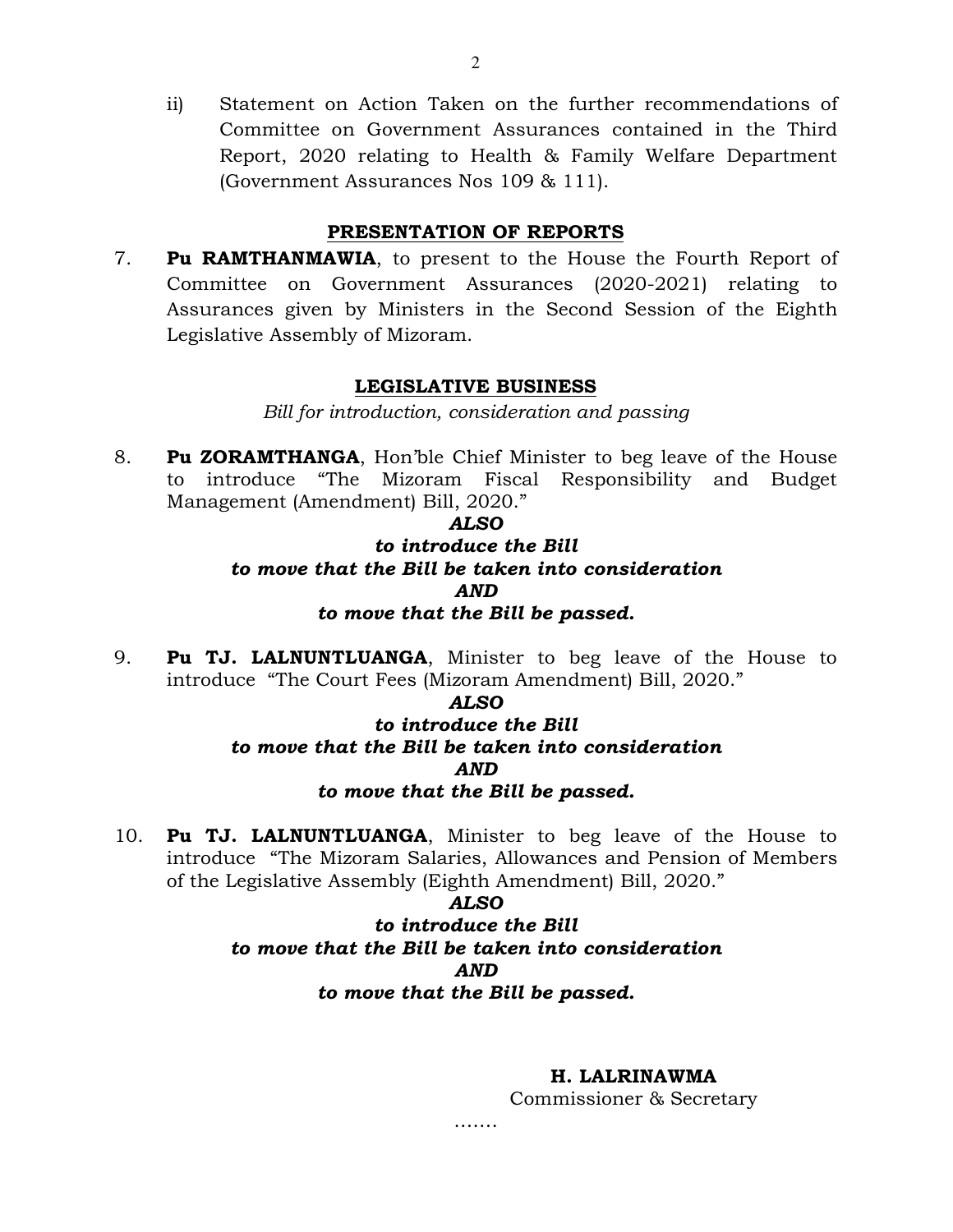ii) Statement on Action Taken on the further recommendations of Committee on Government Assurances contained in the Third Report, 2020 relating to Health & Family Welfare Department (Government Assurances Nos 109 & 111).

## PRESENTATION OF REPORTS

7. **Pu RAMTHANMAWIA**, to present to the House the Fourth Report of Committee on Government Assurances (2020-2021) relating to Assurances given by Ministers in the Second Session of the Eighth Legislative Assembly of Mizoram.

## LEGISLATIVE BUSINESS

*Bill for introduction, consideration and passing*

8. **Pu ZORAMTHANGA**, Hon'ble Chief Minister to beg leave of the House to introduce "The Mizoram Fiscal Responsibility and Budget Management (Amendment) Bill, 2020."

***ALSO***

***to introduce the Bill***

***to move that the Bill be taken into consideration***

***AND***

***to move that the Bill be passed.***

9. **Pu TJ. LALNUNTLUANGA**, Minister to beg leave of the House to introduce "The Court Fees (Mizoram Amendment) Bill, 2020."

***ALSO***

***to introduce the Bill***

***to move that the Bill be taken into consideration***

***AND***

***to move that the Bill be passed.***

10. **Pu TJ. LALNUNTLUANGA**, Minister to beg leave of the House to introduce "The Mizoram Salaries, Allowances and Pension of Members of the Legislative Assembly (Eighth Amendment) Bill, 2020."

***ALSO***

***to introduce the Bill***

***to move that the Bill be taken into consideration***

***AND***

***to move that the Bill be passed.***

**H. LALRINAWMA**

Commissioner & Secretary

…….